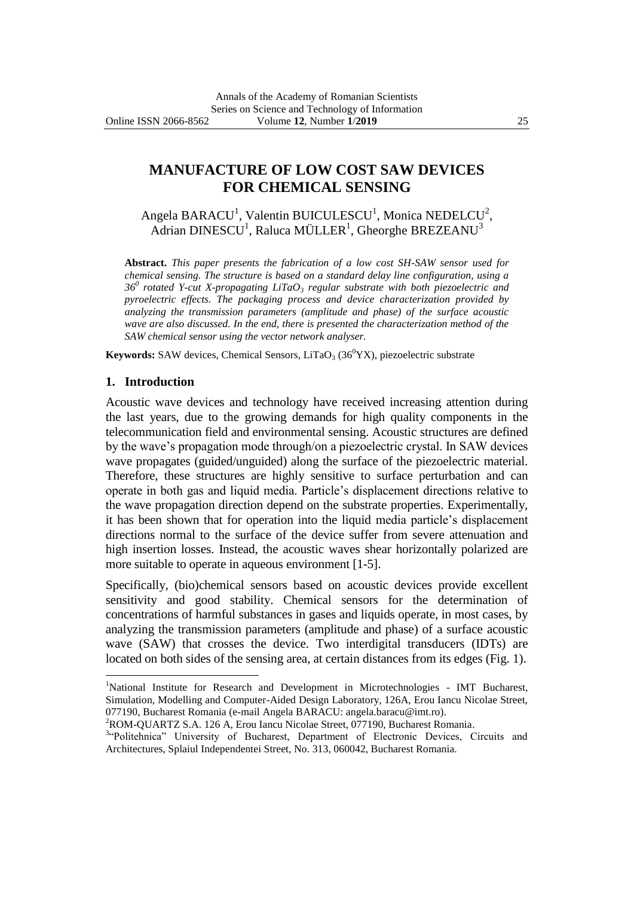# MANUFACTURE OF LOW COST SAW DEVICES FOR CHEMICAL SENSING

Angela BARACU[1], Valentin BUICULESCU[1], Monica NEDELCU[2], Adrian DINESCU[1], Raluca MÜLLER[1], Gheorghe BREZEANU[3]

**Abstract.** *This paper presents the fabrication of a low cost SH-SAW sensor used for chemical sensing. The structure is based on a standard delay line configuration, using a $36^0$ rotated Y-cut X-propagating $LiTaO_3$ regular substrate with both piezoelectric and pyroelectric effects. The packaging process and device characterization provided by analyzing the transmission parameters (amplitude and phase) of the surface acoustic wave are also discussed. In the end, there is presented the characterization method of the SAW chemical sensor using the vector network analyser.*

**Keywords:** SAW devices, Chemical Sensors, $LiTaO_3$ ($36^0$YX), piezoelectric substrate

## 1. Introduction

Acoustic wave devices and technology have received increasing attention during the last years, due to the growing demands for high quality components in the telecommunication field and environmental sensing. Acoustic structures are defined by the wave's propagation mode through/on a piezoelectric crystal. In SAW devices wave propagates (guided/unguided) along the surface of the piezoelectric material. Therefore, these structures are highly sensitive to surface perturbation and can operate in both gas and liquid media. Particle's displacement directions relative to the wave propagation direction depend on the substrate properties. Experimentally, it has been shown that for operation into the liquid media particle's displacement directions normal to the surface of the device suffer from severe attenuation and high insertion losses. Instead, the acoustic waves shear horizontally polarized are more suitable to operate in aqueous environment [1-5].

Specifically, (bio)chemical sensors based on acoustic devices provide excellent sensitivity and good stability. Chemical sensors for the determination of concentrations of harmful substances in gases and liquids operate, in most cases, by analyzing the transmission parameters (amplitude and phase) of a surface acoustic wave (SAW) that crosses the device. Two interdigital transducers (IDTs) are located on both sides of the sensing area, at certain distances from its edges (Fig. 1).

---

[1]National Institute for Research and Development in Microtechnologies - IMT Bucharest, Simulation, Modelling and Computer-Aided Design Laboratory, 126A, Erou Iancu Nicolae Street, 077190, Bucharest Romania (e-mail Angela BARACU: angela.baracu@imt.ro).

[2]ROM-QUARTZ S.A. 126 A, Erou Iancu Nicolae Street, 077190, Bucharest Romania.

[3]"Politehnica" University of Bucharest, Department of Electronic Devices, Circuits and Architectures, Splaiul Independentei Street, No. 313, 060042, Bucharest Romania.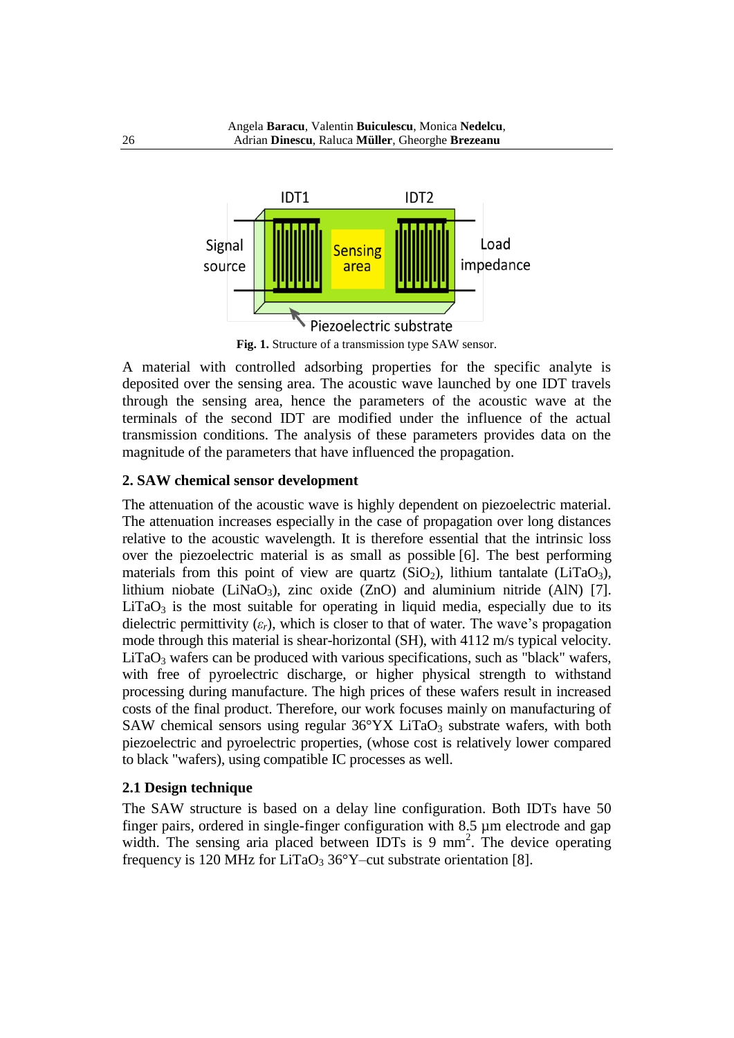**Fig. 1.** Structure of a transmission type SAW sensor.

A material with controlled adsorbing properties for the specific analyte is deposited over the sensing area. The acoustic wave launched by one IDT travels through the sensing area, hence the parameters of the acoustic wave at the terminals of the second IDT are modified under the influence of the actual transmission conditions. The analysis of these parameters provides data on the magnitude of the parameters that have influenced the propagation.

## 2. SAW chemical sensor development

The attenuation of the acoustic wave is highly dependent on piezoelectric material. The attenuation increases especially in the case of propagation over long distances relative to the acoustic wavelength. It is therefore essential that the intrinsic loss over the piezoelectric material is as small as possible [6]. The best performing materials from this point of view are quartz ($SiO_2$), lithium tantalate ($LiTaO_3$), lithium niobate ($LiNaO_3$), zinc oxide (ZnO) and aluminium nitride (AlN) [7]. $LiTaO_3$ is the most suitable for operating in liquid media, especially due to its dielectric permittivity ($\varepsilon_r$), which is closer to that of water. The wave's propagation mode through this material is shear-horizontal (SH), with 4112 m/s typical velocity. $LiTaO_3$ wafers can be produced with various specifications, such as "black" wafers, with free of pyroelectric discharge, or higher physical strength to withstand processing during manufacture. The high prices of these wafers result in increased costs of the final product. Therefore, our work focuses mainly on manufacturing of SAW chemical sensors using regular 36°YX $LiTaO_3$ substrate wafers, with both piezoelectric and pyroelectric properties, (whose cost is relatively lower compared to black "wafers), using compatible IC processes as well.

### 2.1 Design technique

The SAW structure is based on a delay line configuration. Both IDTs have 50 finger pairs, ordered in single-finger configuration with 8.5 µm electrode and gap width. The sensing aria placed between IDTs is 9 $mm^2$. The device operating frequency is 120 MHz for $LiTaO_3$ 36°Y–cut substrate orientation [8].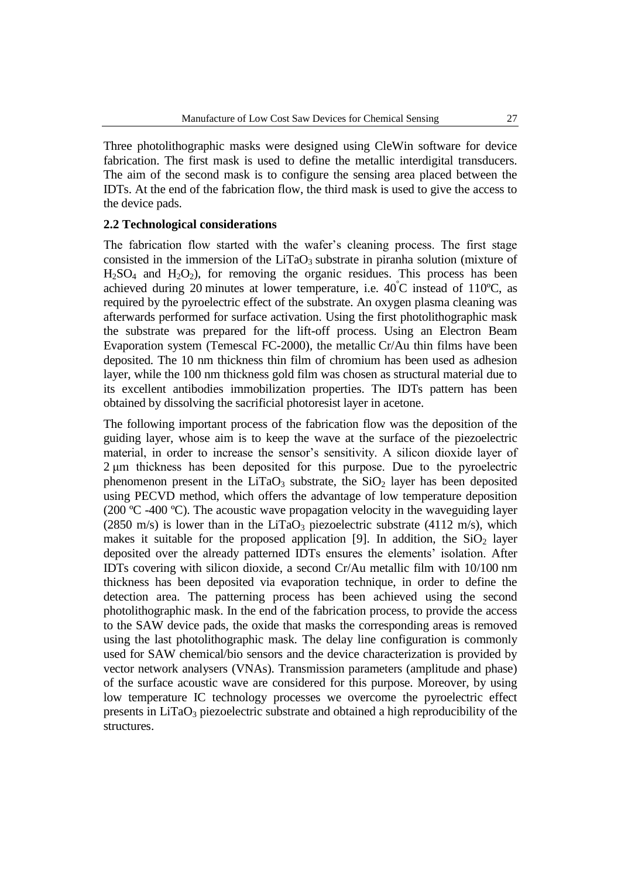Three photolithographic masks were designed using CleWin software for device fabrication. The first mask is used to define the metallic interdigital transducers. The aim of the second mask is to configure the sensing area placed between the IDTs. At the end of the fabrication flow, the third mask is used to give the access to the device pads.

### 2.2 Technological considerations

The fabrication flow started with the wafer's cleaning process. The first stage consisted in the immersion of the $LiTaO_3$ substrate in piranha solution (mixture of $H_2SO_4$ and $H_2O_2$), for removing the organic residues. This process has been achieved during 20 minutes at lower temperature, i.e. 40°C instead of 110ºC, as required by the pyroelectric effect of the substrate. An oxygen plasma cleaning was afterwards performed for surface activation. Using the first photolithographic mask the substrate was prepared for the lift-off process. Using an Electron Beam Evaporation system (Temescal FC-2000), the metallic Cr/Au thin films have been deposited. The 10 nm thickness thin film of chromium has been used as adhesion layer, while the 100 nm thickness gold film was chosen as structural material due to its excellent antibodies immobilization properties. The IDTs pattern has been obtained by dissolving the sacrificial photoresist layer in acetone.

The following important process of the fabrication flow was the deposition of the guiding layer, whose aim is to keep the wave at the surface of the piezoelectric material, in order to increase the sensor's sensitivity. A silicon dioxide layer of 2 μm thickness has been deposited for this purpose. Due to the pyroelectric phenomenon present in the $LiTaO_3$ substrate, the $SiO_2$ layer has been deposited using PECVD method, which offers the advantage of low temperature deposition (200 ºC -400 ºC). The acoustic wave propagation velocity in the waveguiding layer (2850 m/s) is lower than in the $LiTaO_3$ piezoelectric substrate (4112 m/s), which makes it suitable for the proposed application [9]. In addition, the $SiO_2$ layer deposited over the already patterned IDTs ensures the elements' isolation. After IDTs covering with silicon dioxide, a second Cr/Au metallic film with 10/100 nm thickness has been deposited via evaporation technique, in order to define the detection area. The patterning process has been achieved using the second photolithographic mask. In the end of the fabrication process, to provide the access to the SAW device pads, the oxide that masks the corresponding areas is removed using the last photolithographic mask. The delay line configuration is commonly used for SAW chemical/bio sensors and the device characterization is provided by vector network analysers (VNAs). Transmission parameters (amplitude and phase) of the surface acoustic wave are considered for this purpose. Moreover, by using low temperature IC technology processes we overcome the pyroelectric effect presents in $LiTaO_3$ piezoelectric substrate and obtained a high reproducibility of the structures.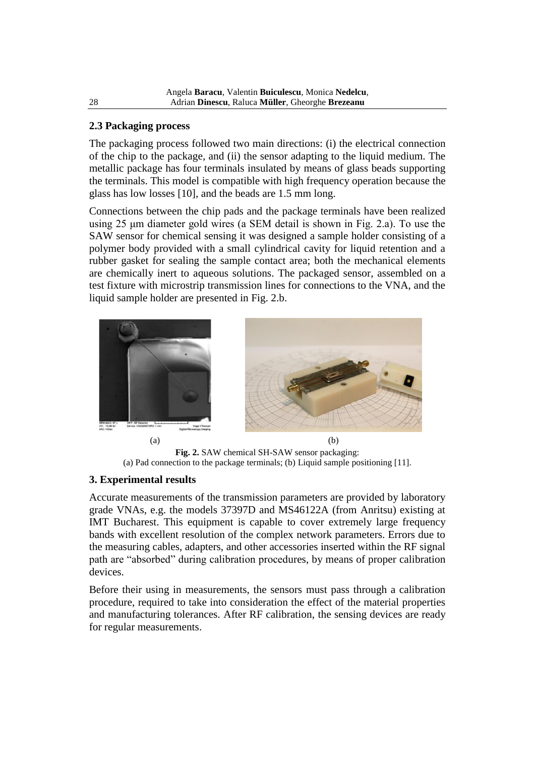## 2.3 Packaging process

The packaging process followed two main directions: (i) the electrical connection of the chip to the package, and (ii) the sensor adapting to the liquid medium. The metallic package has four terminals insulated by means of glass beads supporting the terminals. This model is compatible with high frequency operation because the glass has low losses [10], and the beads are 1.5 mm long.

Connections between the chip pads and the package terminals have been realized using 25 μm diameter gold wires (a SEM detail is shown in Fig. 2.a). To use the SAW sensor for chemical sensing it was designed a sample holder consisting of a polymer body provided with a small cylindrical cavity for liquid retention and a rubber gasket for sealing the sample contact area; both the mechanical elements are chemically inert to aqueous solutions. The packaged sensor, assembled on a test fixture with microstrip transmission lines for connections to the VNA, and the liquid sample holder are presented in Fig. 2.b.

(a) (b)

**Fig. 2.** SAW chemical SH-SAW sensor packaging:
(a) Pad connection to the package terminals; (b) Liquid sample positioning [11].

## 3. Experimental results

Accurate measurements of the transmission parameters are provided by laboratory grade VNAs, e.g. the models 37397D and MS46122A (from Anritsu) existing at IMT Bucharest. This equipment is capable to cover extremely large frequency bands with excellent resolution of the complex network parameters. Errors due to the measuring cables, adapters, and other accessories inserted within the RF signal path are "absorbed" during calibration procedures, by means of proper calibration devices.

Before their using in measurements, the sensors must pass through a calibration procedure, required to take into consideration the effect of the material properties and manufacturing tolerances. After RF calibration, the sensing devices are ready for regular measurements.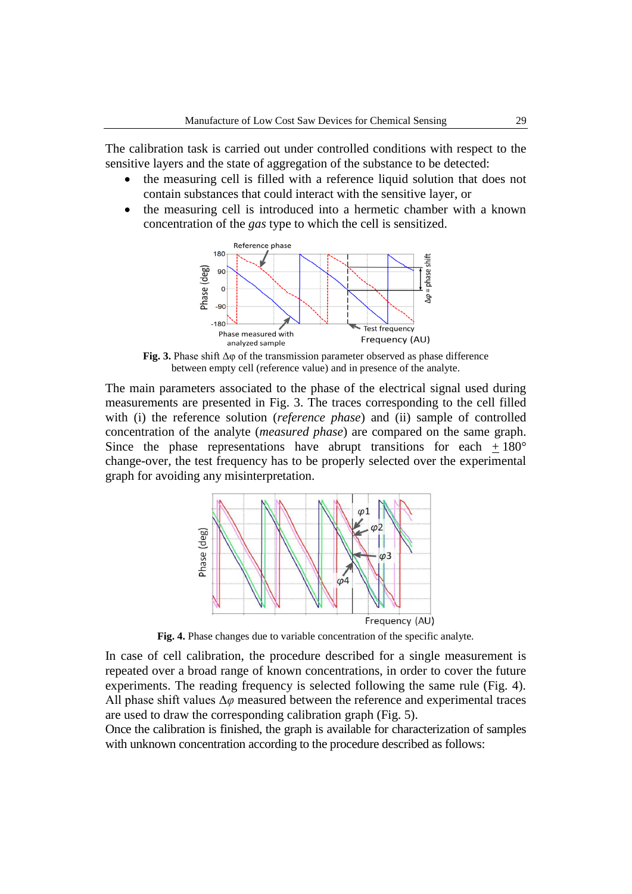The calibration task is carried out under controlled conditions with respect to the sensitive layers and the state of aggregation of the substance to be detected:

- the measuring cell is filled with a reference liquid solution that does not contain substances that could interact with the sensitive layer, or
- the measuring cell is introduced into a hermetic chamber with a known concentration of the *gas* type to which the cell is sensitized.

**Fig. 3.** Phase shift Δφ of the transmission parameter observed as phase difference between empty cell (reference value) and in presence of the analyte.

The main parameters associated to the phase of the electrical signal used during measurements are presented in Fig. 3. The traces corresponding to the cell filled with (i) the reference solution (*reference phase*) and (ii) sample of controlled concentration of the analyte (*measured phase*) are compared on the same graph. Since the phase representations have abrupt transitions for each $\pm$ 180° change-over, the test frequency has to be properly selected over the experimental graph for avoiding any misinterpretation.

**Fig. 4.** Phase changes due to variable concentration of the specific analyte.

In case of cell calibration, the procedure described for a single measurement is repeated over a broad range of known concentrations, in order to cover the future experiments. The reading frequency is selected following the same rule (Fig. 4). All phase shift values $\Delta\varphi$ measured between the reference and experimental traces are used to draw the corresponding calibration graph (Fig. 5).

Once the calibration is finished, the graph is available for characterization of samples with unknown concentration according to the procedure described as follows: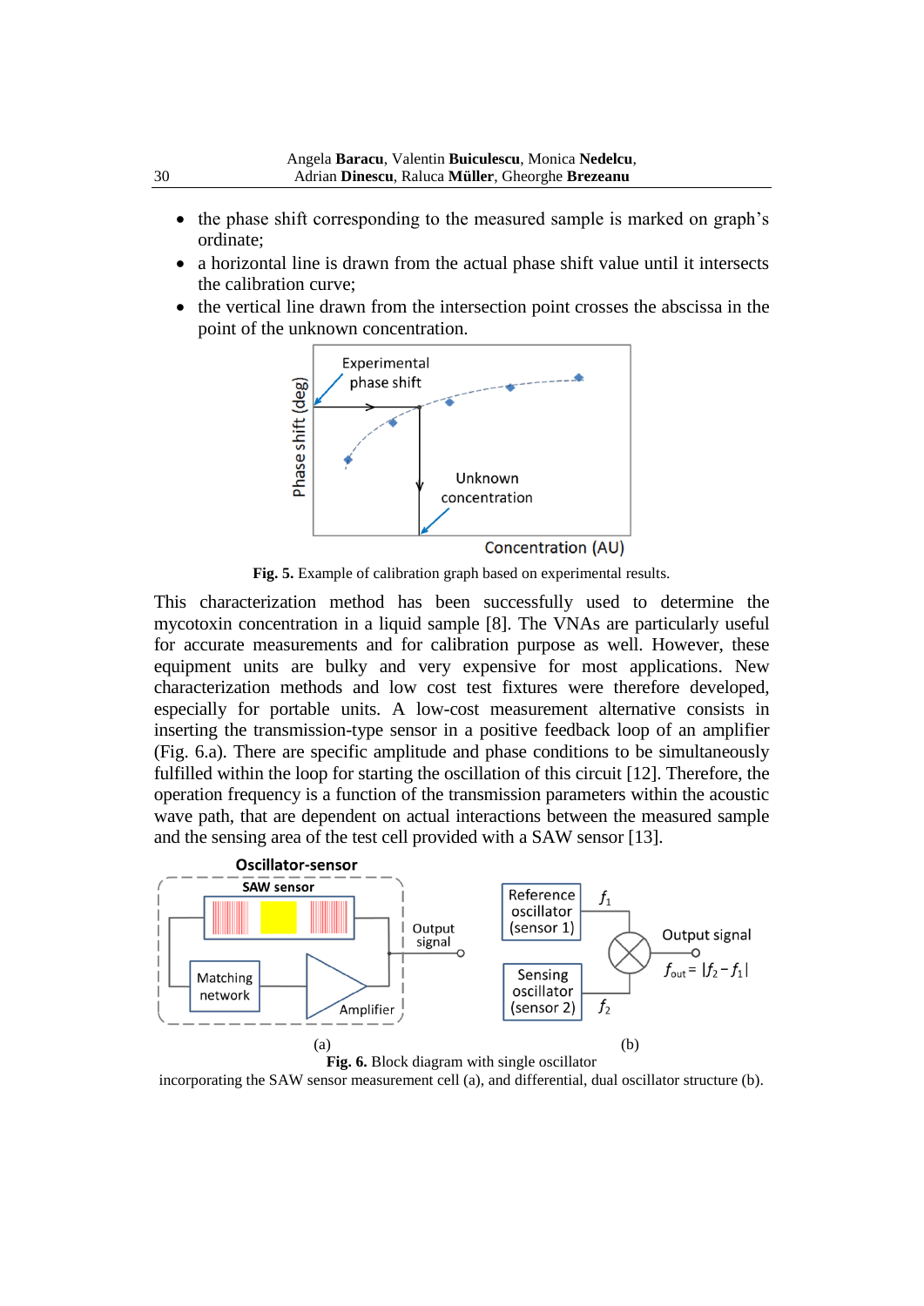- the phase shift corresponding to the measured sample is marked on graph's ordinate;
- a horizontal line is drawn from the actual phase shift value until it intersects the calibration curve;
- the vertical line drawn from the intersection point crosses the abscissa in the point of the unknown concentration.

**Fig. 5.** Example of calibration graph based on experimental results.

This characterization method has been successfully used to determine the mycotoxin concentration in a liquid sample [8]. The VNAs are particularly useful for accurate measurements and for calibration purpose as well. However, these equipment units are bulky and very expensive for most applications. New characterization methods and low cost test fixtures were therefore developed, especially for portable units. A low-cost measurement alternative consists in inserting the transmission-type sensor in a positive feedback loop of an amplifier (Fig. 6.a). There are specific amplitude and phase conditions to be simultaneously fulfilled within the loop for starting the oscillation of this circuit [12]. Therefore, the operation frequency is a function of the transmission parameters within the acoustic wave path, that are dependent on actual interactions between the measured sample and the sensing area of the test cell provided with a SAW sensor [13].

(a) (b)

**Fig. 6.** Block diagram with single oscillator incorporating the SAW sensor measurement cell (a), and differential, dual oscillator structure (b).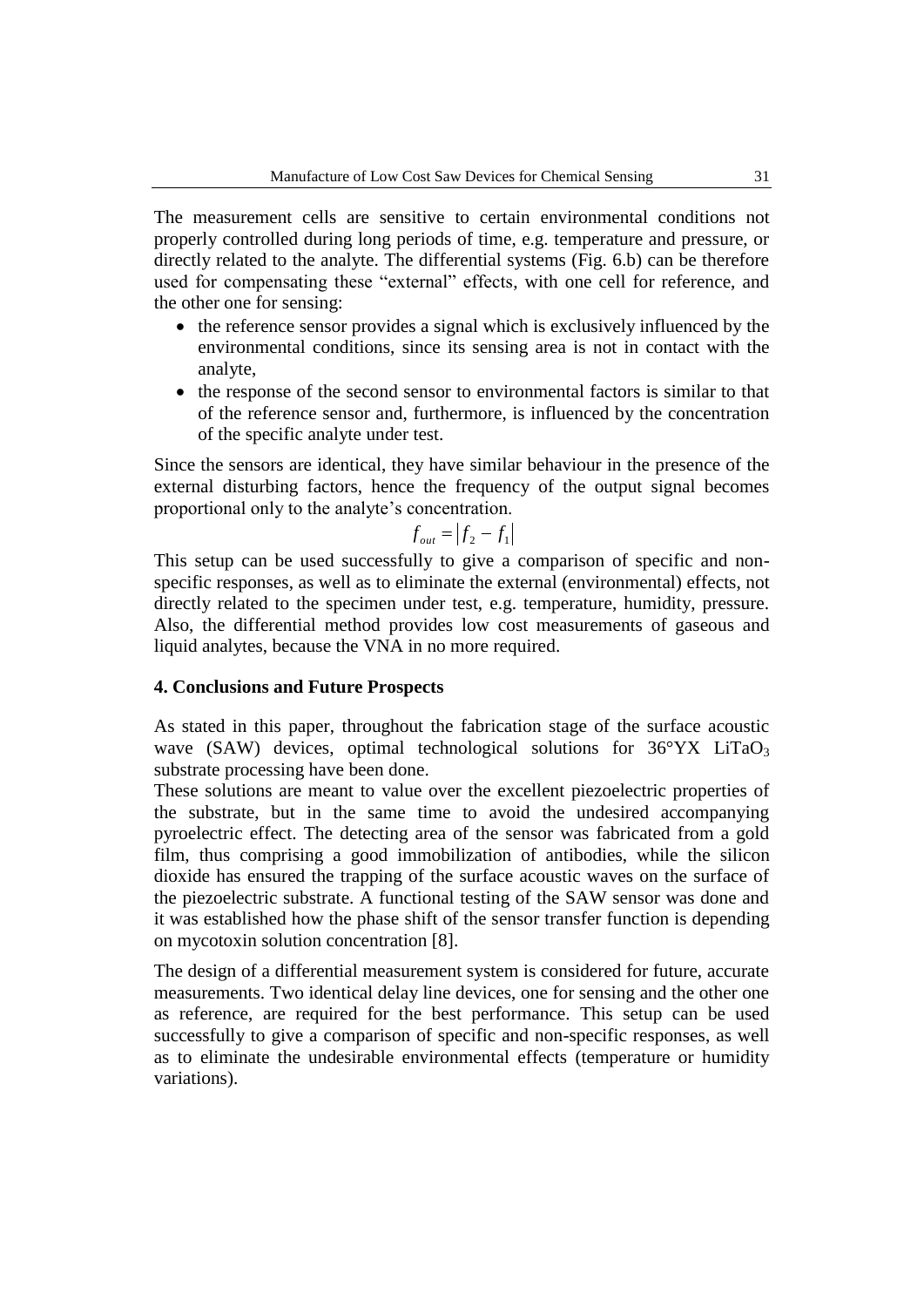The measurement cells are sensitive to certain environmental conditions not properly controlled during long periods of time, e.g. temperature and pressure, or directly related to the analyte. The differential systems (Fig. 6.b) can be therefore used for compensating these "external" effects, with one cell for reference, and the other one for sensing:

- the reference sensor provides a signal which is exclusively influenced by the environmental conditions, since its sensing area is not in contact with the analyte,
- the response of the second sensor to environmental factors is similar to that of the reference sensor and, furthermore, is influenced by the concentration of the specific analyte under test.

Since the sensors are identical, they have similar behaviour in the presence of the external disturbing factors, hence the frequency of the output signal becomes proportional only to the analyte's concentration.

$$f_{out} = |f_2 - f_1|$$

This setup can be used successfully to give a comparison of specific and non-specific responses, as well as to eliminate the external (environmental) effects, not directly related to the specimen under test, e.g. temperature, humidity, pressure. Also, the differential method provides low cost measurements of gaseous and liquid analytes, because the VNA in no more required.

## 4. Conclusions and Future Prospects

As stated in this paper, throughout the fabrication stage of the surface acoustic wave (SAW) devices, optimal technological solutions for 36°YX $LiTaO_3$ substrate processing have been done.

These solutions are meant to value over the excellent piezoelectric properties of the substrate, but in the same time to avoid the undesired accompanying pyroelectric effect. The detecting area of the sensor was fabricated from a gold film, thus comprising a good immobilization of antibodies, while the silicon dioxide has ensured the trapping of the surface acoustic waves on the surface of the piezoelectric substrate. A functional testing of the SAW sensor was done and it was established how the phase shift of the sensor transfer function is depending on mycotoxin solution concentration [8].

The design of a differential measurement system is considered for future, accurate measurements. Two identical delay line devices, one for sensing and the other one as reference, are required for the best performance. This setup can be used successfully to give a comparison of specific and non-specific responses, as well as to eliminate the undesirable environmental effects (temperature or humidity variations).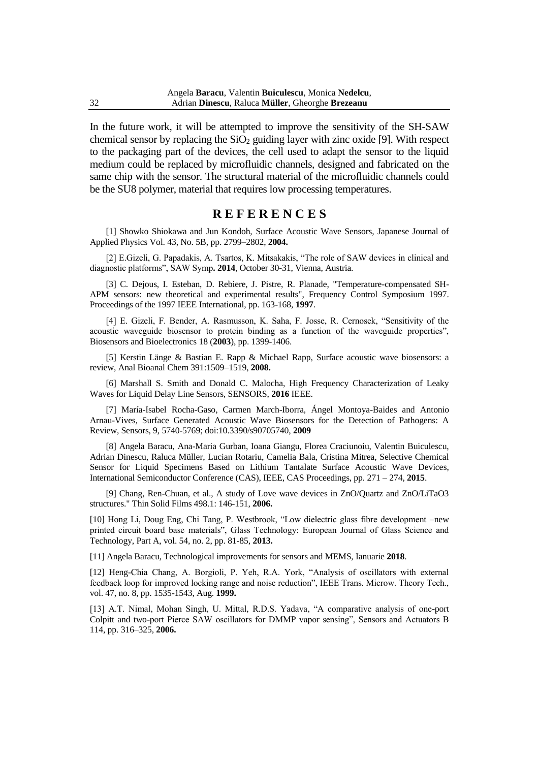In the future work, it will be attempted to improve the sensitivity of the SH-SAW chemical sensor by replacing the $SiO_2$ guiding layer with zinc oxide [9]. With respect to the packaging part of the devices, the cell used to adapt the sensor to the liquid medium could be replaced by microfluidic channels, designed and fabricated on the same chip with the sensor. The structural material of the microfluidic channels could be the SU8 polymer, material that requires low processing temperatures.

## REFERENCES

[1] Showko Shiokawa and Jun Kondoh, Surface Acoustic Wave Sensors, Japanese Journal of Applied Physics Vol. 43, No. 5B, pp. 2799–2802, **2004.**

[2] E.Gizeli, G. Papadakis, A. Tsartos, K. Mitsakakis, "The role of SAW devices in clinical and diagnostic platforms", SAW Symp**. 2014**, October 30-31, Vienna, Austria.

[3] C. Dejous, I. Esteban, D. Rebiere, J. Pistre, R. Planade, "Temperature-compensated SH-APM sensors: new theoretical and experimental results", Frequency Control Symposium 1997. Proceedings of the 1997 IEEE International, pp. 163-168, **1997**.

[4] E. Gizeli, F. Bender, A. Rasmusson, K. Saha, F. Josse, R. Cernosek, "Sensitivity of the acoustic waveguide biosensor to protein binding as a function of the waveguide properties", Biosensors and Bioelectronics 18 (**2003**), pp. 1399-1406.

[5] Kerstin Länge & Bastian E. Rapp & Michael Rapp, Surface acoustic wave biosensors: a review, Anal Bioanal Chem 391:1509–1519, **2008.**

[6] Marshall S. Smith and Donald C. Malocha, High Frequency Characterization of Leaky Waves for Liquid Delay Line Sensors, SENSORS, **2016** IEEE.

[7] María-Isabel Rocha-Gaso, Carmen March-Iborra, Ángel Montoya-Baides and Antonio Arnau-Vives, Surface Generated Acoustic Wave Biosensors for the Detection of Pathogens: A Review, Sensors, 9, 5740-5769; doi:10.3390/s90705740, **2009**

[8] Angela Baracu, Ana-Maria Gurban, Ioana Giangu, Florea Craciunoiu, Valentin Buiculescu, Adrian Dinescu, Raluca Müller, Lucian Rotariu, Camelia Bala, Cristina Mitrea, Selective Chemical Sensor for Liquid Specimens Based on Lithium Tantalate Surface Acoustic Wave Devices, International Semiconductor Conference (CAS), IEEE, CAS Proceedings, pp. 271 – 274, **2015**.

[9] Chang, Ren-Chuan, et al., A study of Love wave devices in ZnO/Quartz and ZnO/LiTaO3 structures." Thin Solid Films 498.1: 146-151, **2006.**

[10] Hong Li, Doug Eng, Chi Tang, P. Westbrook, "Low dielectric glass fibre development –new printed circuit board base materials", Glass Technology: European Journal of Glass Science and Technology, Part A, vol. 54, no. 2, pp. 81-85, **2013.**

[11] Angela Baracu, Technological improvements for sensors and MEMS, Ianuarie **2018**.

[12] Heng-Chia Chang, A. Borgioli, P. Yeh, R.A. York, "Analysis of oscillators with external feedback loop for improved locking range and noise reduction", IEEE Trans. Microw. Theory Tech., vol. 47, no. 8, pp. 1535-1543, Aug. **1999.**

[13] A.T. Nimal, Mohan Singh, U. Mittal, R.D.S. Yadava, "A comparative analysis of one-port Colpitt and two-port Pierce SAW oscillators for DMMP vapor sensing", Sensors and Actuators B 114, pp. 316–325, **2006.**